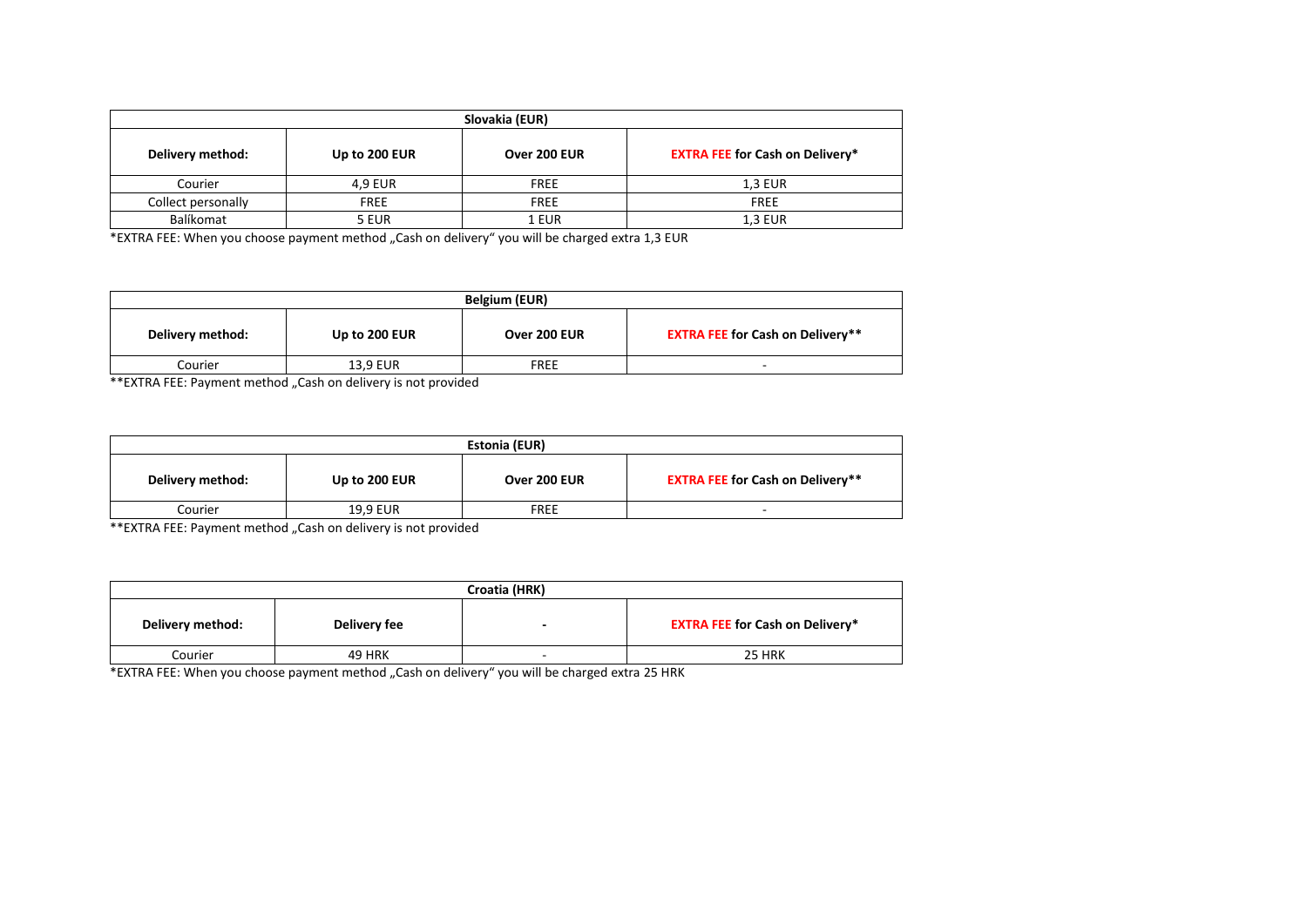| Slovakia (EUR) | | | |
|---|---|---|---|
| **Delivery method:** | **Up to 200 EUR** | **Over 200 EUR** | **EXTRA FEE for Cash on Delivery*** |
| Courier | 4,9 EUR | FREE | 1,3 EUR |
| Collect personally | FREE | FREE | FREE |
| Balíkomat | 5 EUR | 1 EUR | 1,3 EUR |

*EXTRA FEE: When you choose payment method „Cash on delivery" you will be charged extra 1,3 EUR

| Belgium (EUR) | | | |
|---|---|---|---|
| **Delivery method:** | **Up to 200 EUR** | **Over 200 EUR** | **EXTRA FEE for Cash on Delivery**** |
| Courier | 13,9 EUR | FREE | - |

**EXTRA FEE: Payment method „Cash on delivery is not provided

| Estonia (EUR) | | | |
|---|---|---|---|
| **Delivery method:** | **Up to 200 EUR** | **Over 200 EUR** | **EXTRA FEE for Cash on Delivery**** |
| Courier | 19,9 EUR | FREE | - |

**EXTRA FEE: Payment method „Cash on delivery is not provided

| Croatia (HRK) | | | |
|---|---|---|---|
| **Delivery method:** | **Delivery fee** | **-** | **EXTRA FEE for Cash on Delivery*** |
| Courier | 49 HRK | - | 25 HRK |

*EXTRA FEE: When you choose payment method „Cash on delivery" you will be charged extra 25 HRK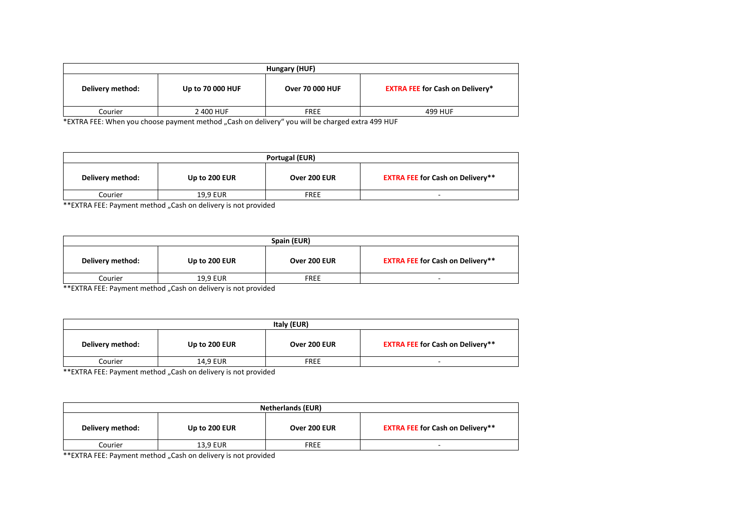| Hungary (HUF) | | | |
|---|---|---|---|
| **Delivery method:** | **Up to 70 000 HUF** | **Over 70 000 HUF** | **EXTRA FEE for Cash on Delivery*** |
| Courier | 2 400 HUF | FREE | 499 HUF |

*EXTRA FEE: When you choose payment method „Cash on delivery" you will be charged extra 499 HUF

| Portugal (EUR) | | | |
|---|---|---|---|
| **Delivery method:** | **Up to 200 EUR** | **Over 200 EUR** | **EXTRA FEE for Cash on Delivery**** |
| Courier | 19,9 EUR | FREE | - |

**EXTRA FEE: Payment method „Cash on delivery is not provided

| Spain (EUR) | | | |
|---|---|---|---|
| **Delivery method:** | **Up to 200 EUR** | **Over 200 EUR** | **EXTRA FEE for Cash on Delivery**** |
| Courier | 19,9 EUR | FREE | - |

**EXTRA FEE: Payment method „Cash on delivery is not provided

| Italy (EUR) | | | |
|---|---|---|---|
| **Delivery method:** | **Up to 200 EUR** | **Over 200 EUR** | **EXTRA FEE for Cash on Delivery**** |
| Courier | 14,9 EUR | FREE | - |

**EXTRA FEE: Payment method „Cash on delivery is not provided

| Netherlands (EUR) | | | |
|---|---|---|---|
| **Delivery method:** | **Up to 200 EUR** | **Over 200 EUR** | **EXTRA FEE for Cash on Delivery**** |
| Courier | 13,9 EUR | FREE | - |

**EXTRA FEE: Payment method „Cash on delivery is not provided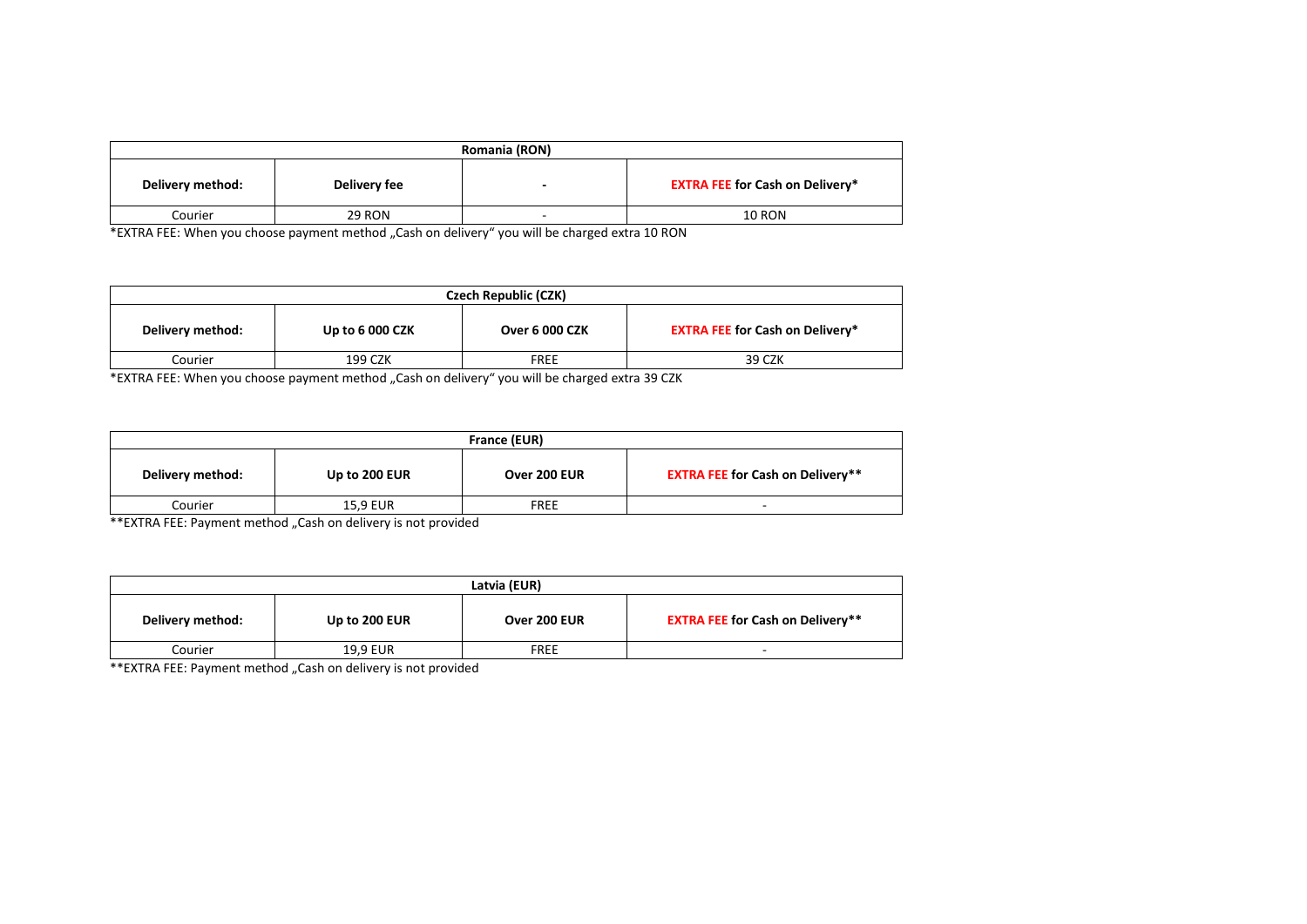| Romania (RON) | | | |
|---|---|---|---|
| **Delivery method:** | **Delivery fee** | **-** | **EXTRA FEE for Cash on Delivery*** |
| Courier | 29 RON | - | 10 RON |

*EXTRA FEE: When you choose payment method „Cash on delivery“ you will be charged extra 10 RON

| Czech Republic (CZK) | | | |
|---|---|---|---|
| **Delivery method:** | **Up to 6 000 CZK** | **Over 6 000 CZK** | **EXTRA FEE for Cash on Delivery*** |
| Courier | 199 CZK | FREE | 39 CZK |

*EXTRA FEE: When you choose payment method „Cash on delivery“ you will be charged extra 39 CZK

| France (EUR) | | | |
|---|---|---|---|
| **Delivery method:** | **Up to 200 EUR** | **Over 200 EUR** | **EXTRA FEE for Cash on Delivery**** |
| Courier | 15,9 EUR | FREE | - |

**EXTRA FEE: Payment method „Cash on delivery is not provided

| Latvia (EUR) | | | |
|---|---|---|---|
| **Delivery method:** | **Up to 200 EUR** | **Over 200 EUR** | **EXTRA FEE for Cash on Delivery**** |
| Courier | 19,9 EUR | FREE | - |

**EXTRA FEE: Payment method „Cash on delivery is not provided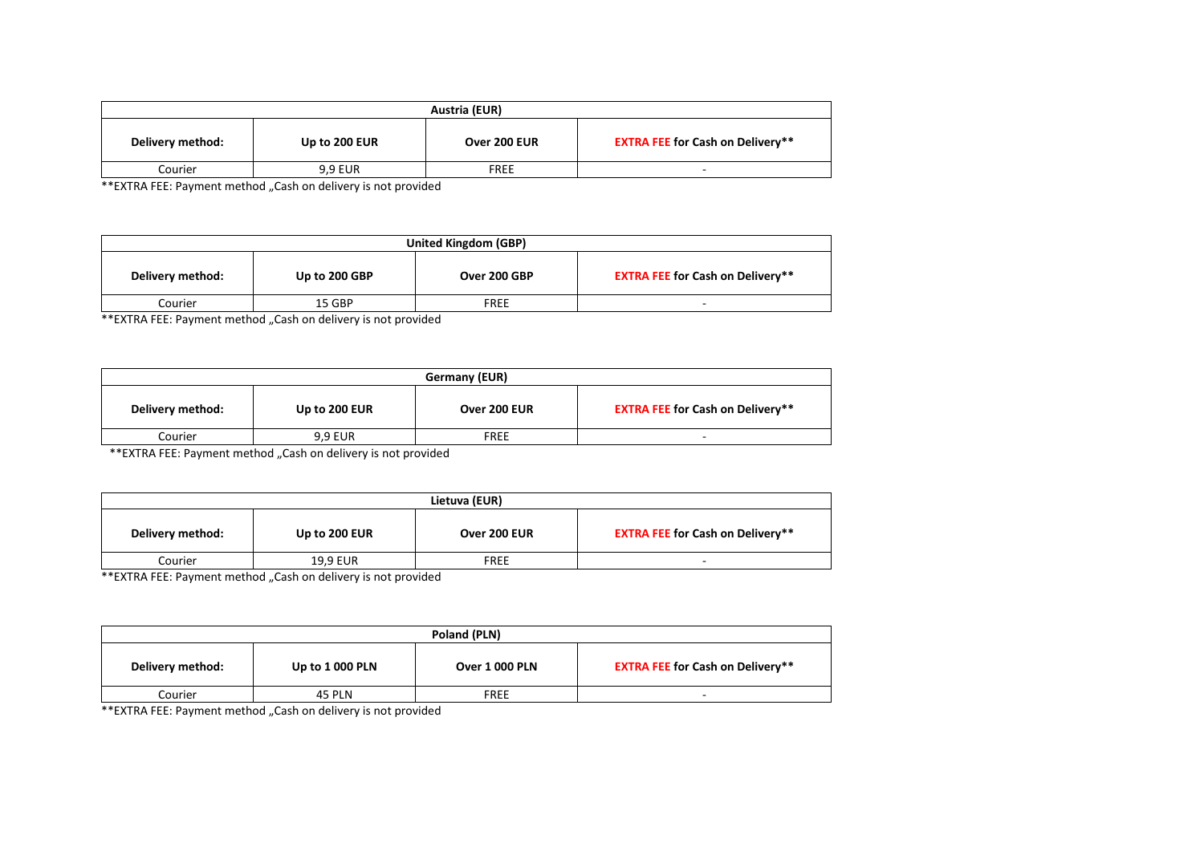| Austria (EUR) | | | |
|---|---|---|---|
| **Delivery method:** | **Up to 200 EUR** | **Over 200 EUR** | **EXTRA FEE for Cash on Delivery\*\*** |
| Courier | 9,9 EUR | FREE | - |

**EXTRA FEE: Payment method „Cash on delivery is not provided

| United Kingdom (GBP) | | | |
|---|---|---|---|
| **Delivery method:** | **Up to 200 GBP** | **Over 200 GBP** | **EXTRA FEE for Cash on Delivery\*\*** |
| Courier | 15 GBP | FREE | - |

**EXTRA FEE: Payment method „Cash on delivery is not provided

| Germany (EUR) | | | |
|---|---|---|---|
| **Delivery method:** | **Up to 200 EUR** | **Over 200 EUR** | **EXTRA FEE for Cash on Delivery\*\*** |
| Courier | 9,9 EUR | FREE | - |

**EXTRA FEE: Payment method „Cash on delivery is not provided

| Lietuva (EUR) | | | |
|---|---|---|---|
| **Delivery method:** | **Up to 200 EUR** | **Over 200 EUR** | **EXTRA FEE for Cash on Delivery\*\*** |
| Courier | 19,9 EUR | FREE | - |

**EXTRA FEE: Payment method „Cash on delivery is not provided

| Poland (PLN) | | | |
|---|---|---|---|
| **Delivery method:** | **Up to 1 000 PLN** | **Over 1 000 PLN** | **EXTRA FEE for Cash on Delivery\*\*** |
| Courier | 45 PLN | FREE | - |

**EXTRA FEE: Payment method „Cash on delivery is not provided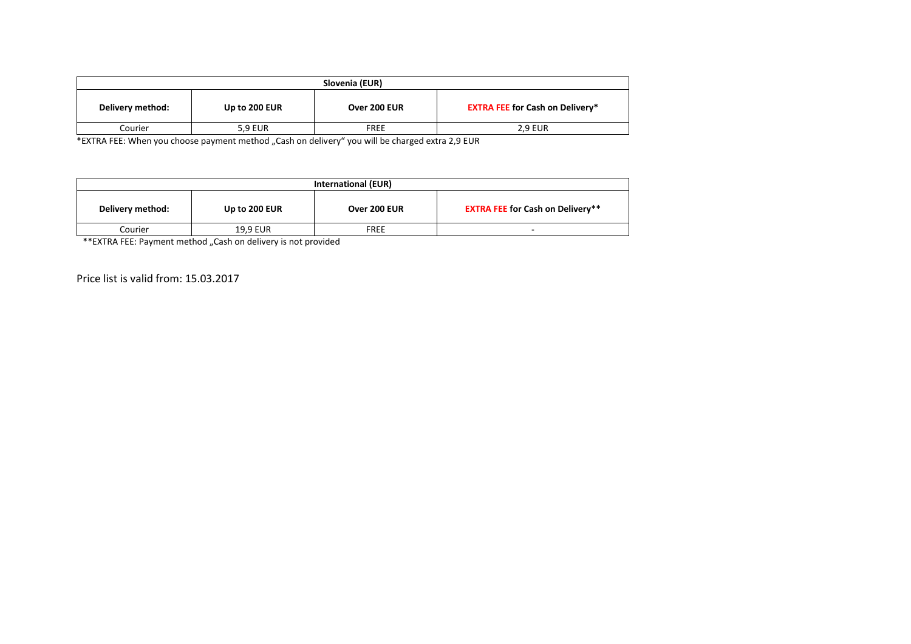| Slovenia (EUR) | | | |
| --- | --- | --- | --- |
| **Delivery method:** | **Up to 200 EUR** | **Over 200 EUR** | **EXTRA FEE for Cash on Delivery*** |
| Courier | 5,9 EUR | FREE | 2,9 EUR |

*EXTRA FEE: When you choose payment method „Cash on delivery" you will be charged extra 2,9 EUR

| International (EUR) | | | |
| --- | --- | --- | --- |
| **Delivery method:** | **Up to 200 EUR** | **Over 200 EUR** | **EXTRA FEE for Cash on Delivery**** |
| Courier | 19,9 EUR | FREE | - |

**EXTRA FEE: Payment method „Cash on delivery is not provided

Price list is valid from: 15.03.2017